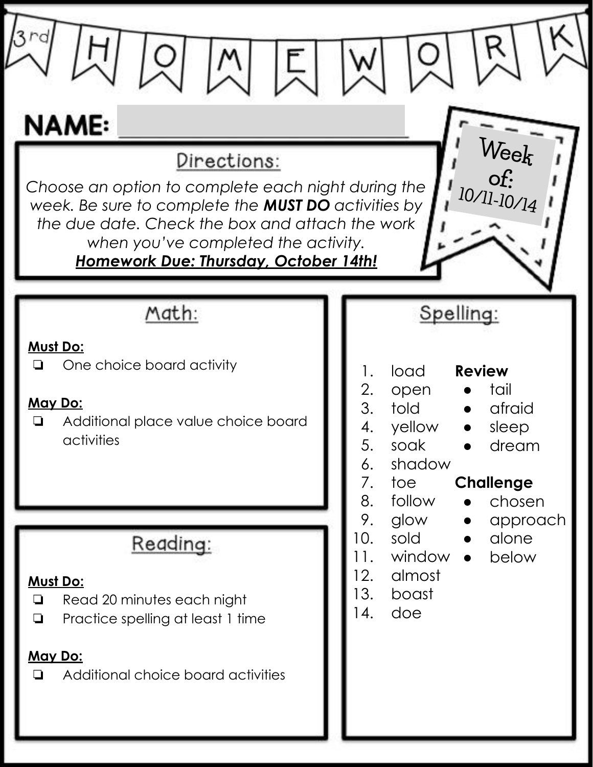# 3rd HOMEWORK

**NAME:** ____________________

**Week of:** 10/11-10/14

## Directions:

*Choose an option to complete each night during the week. Be sure to complete the* ***MUST DO*** *activities by the due date. Check the box and attach the work when you've completed the activity.*

***Homework Due: Thursday, October 14th!***

## Math:

**Must Do:**

- ❏ One choice board activity

**May Do:**

- ❏ Additional place value choice board activities

## Reading:

**Must Do:**

- ❏ Read 20 minutes each night
- ❏ Practice spelling at least 1 time

**May Do:**

- ❏ Additional choice board activities

## Spelling:

1. load
2. open
3. told
4. yellow
5. soak
6. shadow
7. toe
8. follow
9. glow
10. sold
11. window
12. almost
13. boast
14. doe

**Review**

- tail
- afraid
- sleep
- dream

**Challenge**

- chosen
- approach
- alone
- below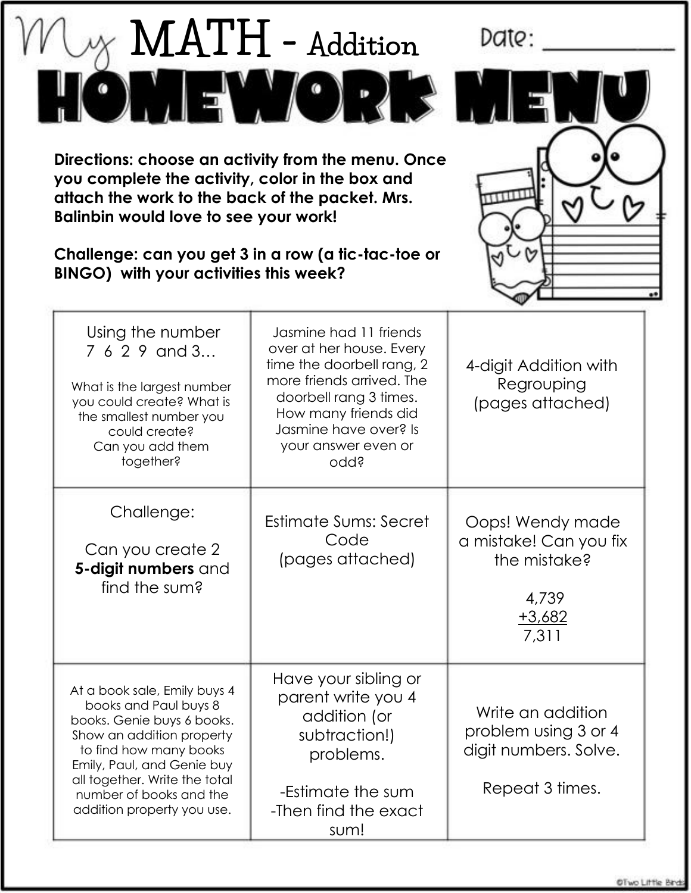# My MATH - Addition

Date: ___________

# HOMEWORK MENU

**Directions: choose an activity from the menu. Once you complete the activity, color in the box and attach the work to the back of the packet. Mrs. Balinbin would love to see your work!**

**Challenge: can you get 3 in a row (a tic-tac-toe or BINGO) with your activities this week?**

| | | |
|---|---|---|
| Using the number 7 6 2 9 and 3… What is the largest number you could create? What is the smallest number you could create? Can you add them together? | Jasmine had 11 friends over at her house. Every time the doorbell rang, 2 more friends arrived. The doorbell rang 3 times. How many friends did Jasmine have over? Is your answer even or odd? | 4-digit Addition with Regrouping (pages attached) |
| Challenge: Can you create 2 **5-digit numbers** and find the sum? | Estimate Sums: Secret Code (pages attached) | Oops! Wendy made a mistake! Can you fix the mistake? 4,739 +3,682 = 7,311 |
| At a book sale, Emily buys 4 books and Paul buys 8 books. Genie buys 6 books. Show an addition property to find how many books Emily, Paul, and Genie buy all together. Write the total number of books and the addition property you use. | Have your sibling or parent write you 4 addition (or subtraction!) problems. -Estimate the sum -Then find the exact sum! | Write an addition problem using 3 or 4 digit numbers. Solve. Repeat 3 times. |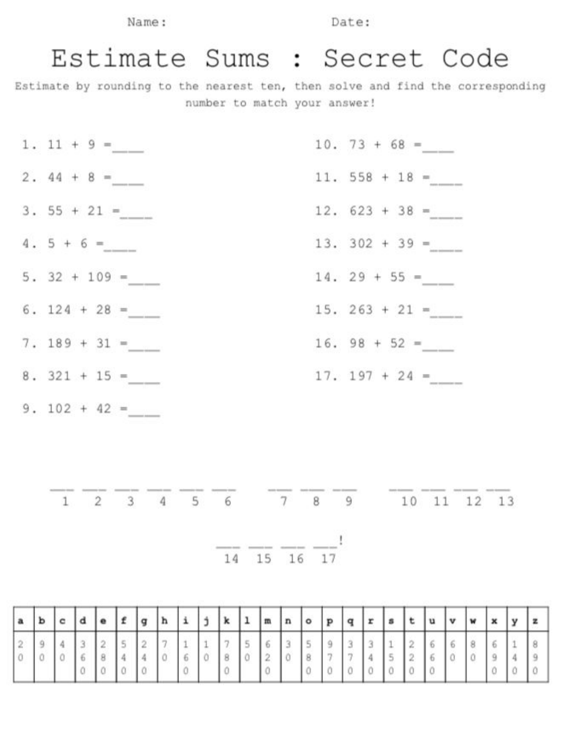Name: Date:

# Estimate Sums : Secret Code

Estimate by rounding to the nearest ten, then solve and find the corresponding number to match your answer!

1. 11 + 9 =\_\_\_\_
2. 44 + 8 =\_\_\_\_
3. 55 + 21 =\_\_\_\_
4. 5 + 6 =\_\_\_\_
5. 32 + 109 =\_\_\_\_
6. 124 + 28 =\_\_\_\_
7. 189 + 31 =\_\_\_\_
8. 321 + 15 =\_\_\_\_
9. 102 + 42 =\_\_\_\_
10. 73 + 68 =\_\_\_\_
11. 558 + 18 =\_\_\_\_
12. 623 + 38 =\_\_\_\_
13. 302 + 39 =\_\_\_\_
14. 29 + 55 =\_\_\_\_
15. 263 + 21 =\_\_\_\_
16. 98 + 52 =\_\_\_\_
17. 197 + 24 =\_\_\_\_

\_\_\_ \_\_\_ \_\_\_ \_\_\_ \_\_\_ \_\_\_ &nbsp;&nbsp; \_\_\_ \_\_\_ \_\_\_ &nbsp;&nbsp; \_\_\_ \_\_\_ \_\_\_ \_\_\_
1 2 3 4 5 6 &nbsp;&nbsp; 7 8 9 &nbsp;&nbsp; 10 11 12 13

\_\_\_ \_\_\_ \_\_\_ \_\_\_!
14 15 16 17

| a | b | c | d | e | f | g | h | i | j | k | l | m | n | o | p | q | r | s | t | u | v | w | x | y | z |
|---|---|---|---|---|---|---|---|---|---|---|---|---|---|---|---|---|---|---|---|---|---|---|---|---|---|
| 20 | 90 | 40 | 360 | 280 | 540 | 240 | 70 | 160 | 10 | 780 | 50 | 620 | 30 | 580 | 970 | 370 | 340 | 150 | 220 | 660 | 60 | 80 | 690 | 140 | 890 |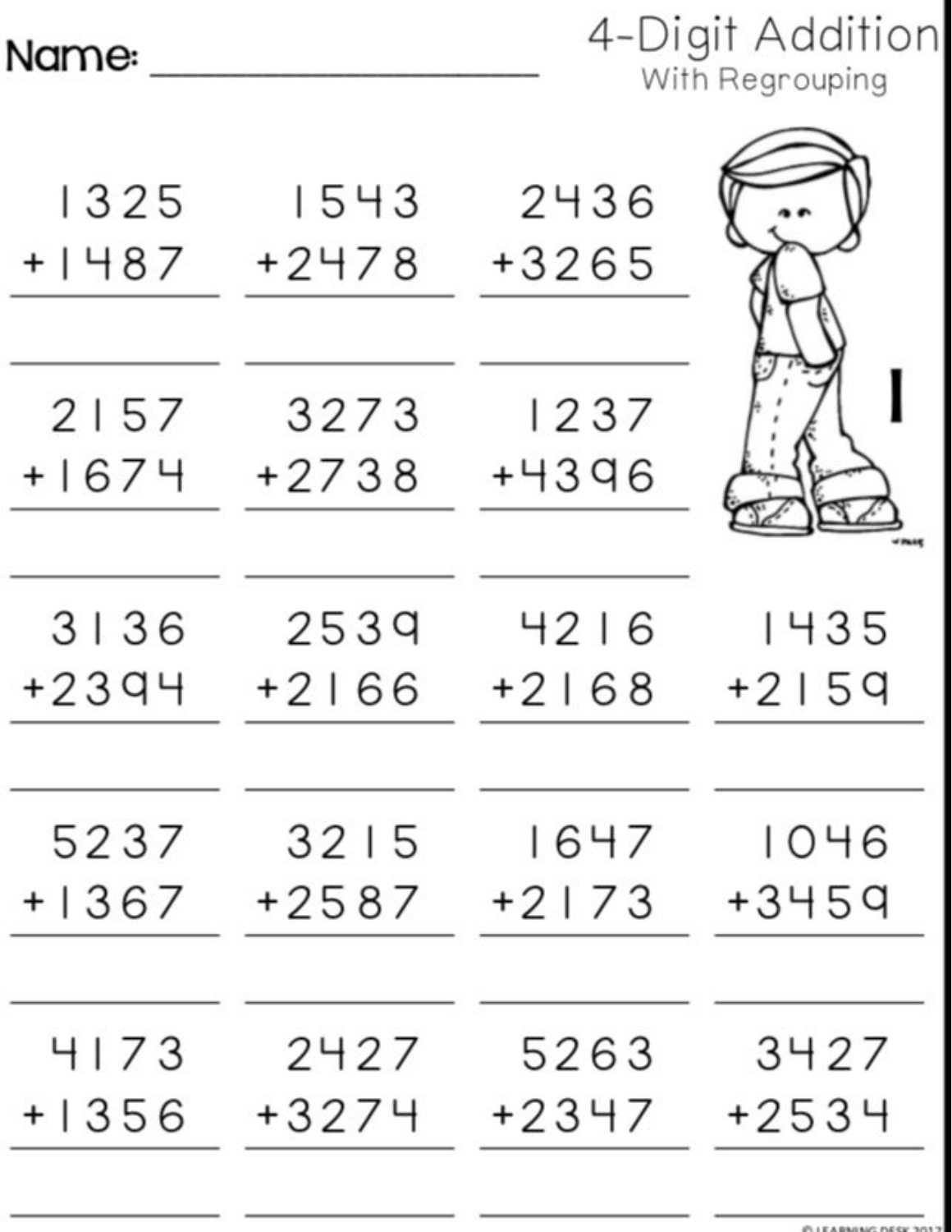Name: ______________________

# 4-Digit Addition
## With Regrouping

| | | | |
|---|---|---|---|
| 1325 + 1487 = ____ | 1543 + 2478 = ____ | 2436 + 3265 = ____ | |
| 2157 + 1674 = ____ | 3273 + 2738 = ____ | 1237 + 4396 = ____ | |
| 3136 + 2394 = ____ | 2539 + 2166 = ____ | 4216 + 2168 = ____ | 1435 + 2159 = ____ |
| 5237 + 1367 = ____ | 3215 + 2587 = ____ | 1647 + 2173 = ____ | 1046 + 3459 = ____ |
| 4173 + 1356 = ____ | 2427 + 3274 = ____ | 5263 + 2347 = ____ | 3427 + 2534 = ____ |

© LEARNING DESK 2017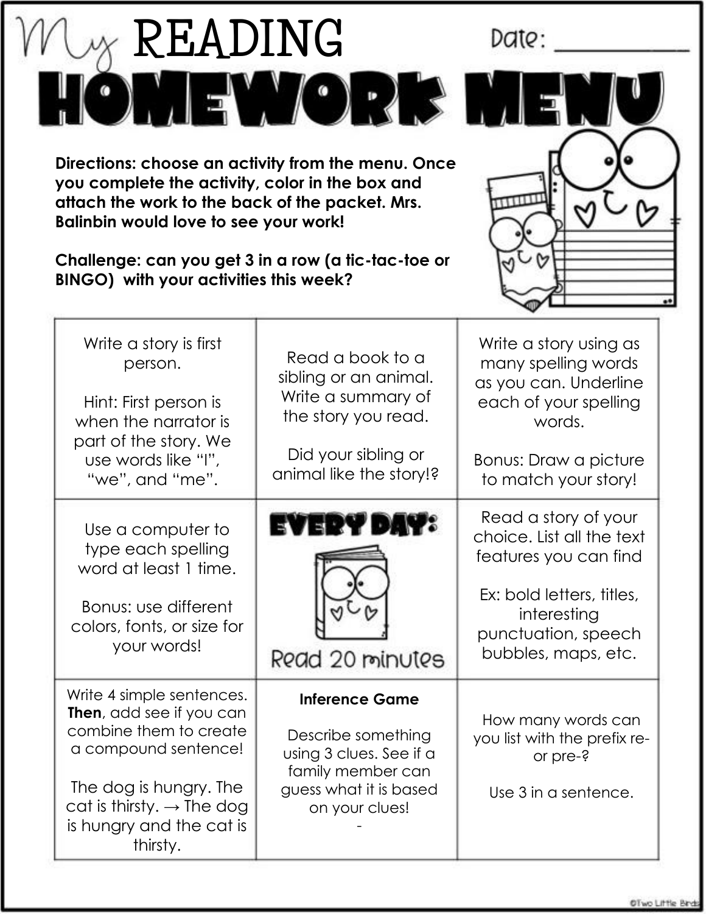# My READING HOMEWORK MENU

Date: ___________

**Directions: choose an activity from the menu. Once you complete the activity, color in the box and attach the work to the back of the packet. Mrs. Balinbin would love to see your work!**

**Challenge: can you get 3 in a row (a tic-tac-toe or BINGO) with your activities this week?**

| | | |
|---|---|---|
| Write a story is first person.<br><br>Hint: First person is when the narrator is part of the story. We use words like "I", "we", and "me". | Read a book to a sibling or an animal. Write a summary of the story you read.<br><br>Did your sibling or animal like the story!? | Write a story using as many spelling words as you can. Underline each of your spelling words.<br><br>Bonus: Draw a picture to match your story! |
| Use a computer to type each spelling word at least 1 time.<br><br>Bonus: use different colors, fonts, or size for your words! | **EVERY DAY:**<br><br>Read 20 minutes | Read a story of your choice. List all the text features you can find<br><br>Ex: bold letters, titles, interesting punctuation, speech bubbles, maps, etc. |
| Write 4 simple sentences. **Then**, add see if you can combine them to create a compound sentence!<br><br>The dog is hungry. The cat is thirsty. → The dog is hungry and the cat is thirsty. | **Inference Game**<br><br>Describe something using 3 clues. See if a family member can guess what it is based on your clues!<br>- | How many words can you list with the prefix re- or pre-?<br><br>Use 3 in a sentence. |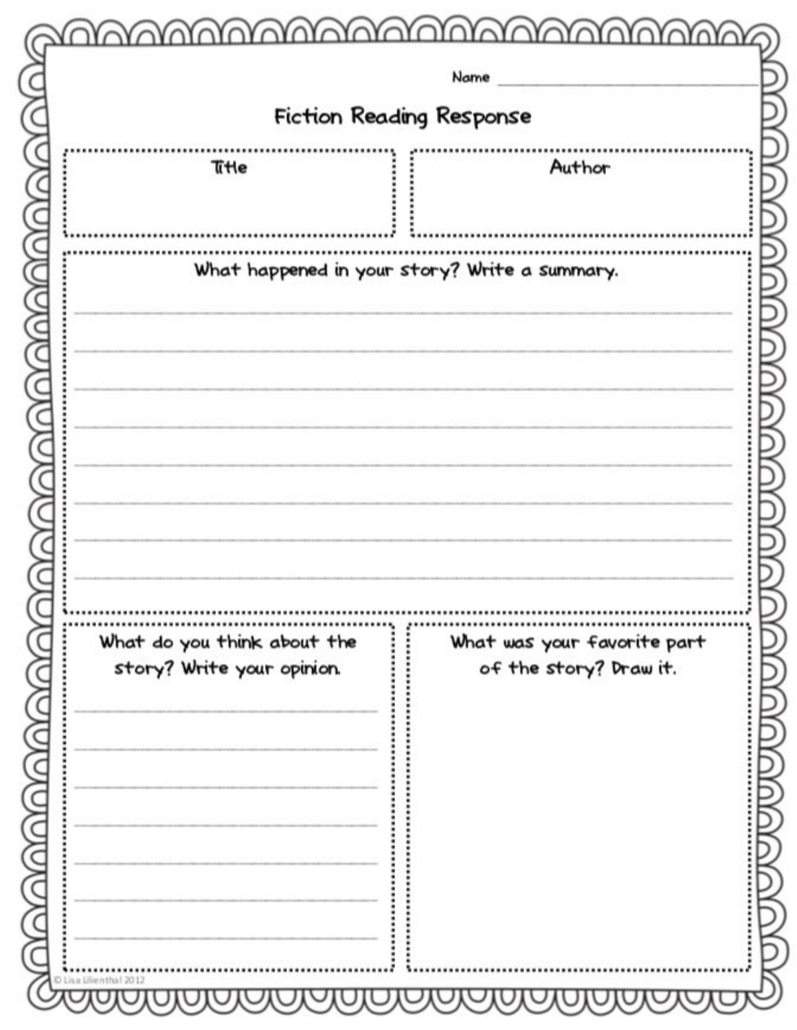Name ______________________

# Fiction Reading Response

**Title**

**Author**

**What happened in your story? Write a summary.**

______________________________________________________________

______________________________________________________________

______________________________________________________________

______________________________________________________________

______________________________________________________________

______________________________________________________________

______________________________________________________________

______________________________________________________________

**What do you think about the story? Write your opinion.**

______________________________

______________________________

______________________________

______________________________

______________________________

______________________________

______________________________

**What was your favorite part of the story? Draw it.**

© Lisa Lilienthal 2012